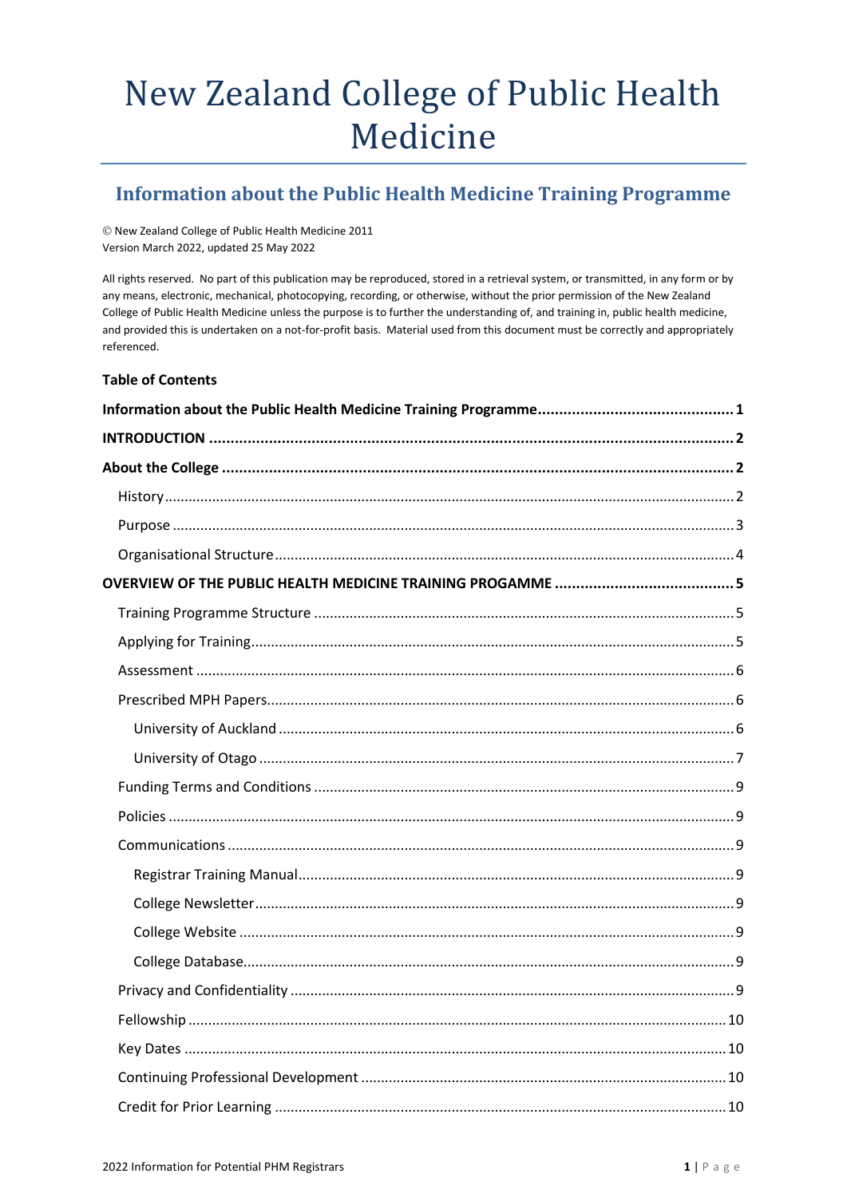# New Zealand College of Public Health Medicine

## Information about the Public Health Medicine Training Programme

© New Zealand College of Public Health Medicine 2011
Version March 2022, updated 25 May 2022

All rights reserved. No part of this publication may be reproduced, stored in a retrieval system, or transmitted, in any form or by any means, electronic, mechanical, photocopying, recording, or otherwise, without the prior permission of the New Zealand College of Public Health Medicine unless the purpose is to further the understanding of, and training in, public health medicine, and provided this is undertaken on a not-for-profit basis. Material used from this document must be correctly and appropriately referenced.

**Table of Contents**

**Information about the Public Health Medicine Training Programme** ..... 1

**INTRODUCTION** ..... 2

**About the College** ..... 2

- History ..... 2
- Purpose ..... 3
- Organisational Structure ..... 4

**OVERVIEW OF THE PUBLIC HEALTH MEDICINE TRAINING PROGAMME** ..... 5

- Training Programme Structure ..... 5
- Applying for Training ..... 5
- Assessment ..... 6
- Prescribed MPH Papers ..... 6
  - University of Auckland ..... 6
  - University of Otago ..... 7
- Funding Terms and Conditions ..... 9
- Policies ..... 9
- Communications ..... 9
  - Registrar Training Manual ..... 9
  - College Newsletter ..... 9
  - College Website ..... 9
  - College Database ..... 9
- Privacy and Confidentiality ..... 9
- Fellowship ..... 10
- Key Dates ..... 10
- Continuing Professional Development ..... 10
- Credit for Prior Learning ..... 10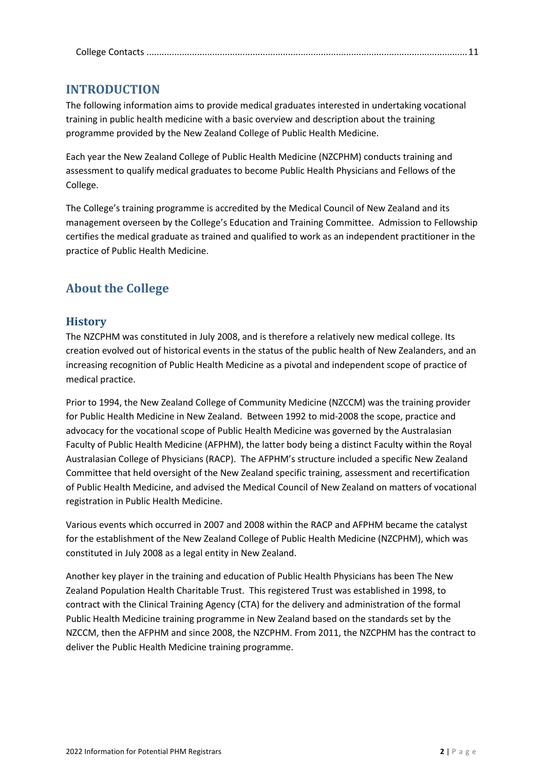College Contacts ............................................................................................................................ 11

# INTRODUCTION

The following information aims to provide medical graduates interested in undertaking vocational training in public health medicine with a basic overview and description about the training programme provided by the New Zealand College of Public Health Medicine.

Each year the New Zealand College of Public Health Medicine (NZCPHM) conducts training and assessment to qualify medical graduates to become Public Health Physicians and Fellows of the College.

The College's training programme is accredited by the Medical Council of New Zealand and its management overseen by the College's Education and Training Committee. Admission to Fellowship certifies the medical graduate as trained and qualified to work as an independent practitioner in the practice of Public Health Medicine.

## About the College

### History

The NZCPHM was constituted in July 2008, and is therefore a relatively new medical college. Its creation evolved out of historical events in the status of the public health of New Zealanders, and an increasing recognition of Public Health Medicine as a pivotal and independent scope of practice of medical practice.

Prior to 1994, the New Zealand College of Community Medicine (NZCCM) was the training provider for Public Health Medicine in New Zealand. Between 1992 to mid-2008 the scope, practice and advocacy for the vocational scope of Public Health Medicine was governed by the Australasian Faculty of Public Health Medicine (AFPHM), the latter body being a distinct Faculty within the Royal Australasian College of Physicians (RACP). The AFPHM's structure included a specific New Zealand Committee that held oversight of the New Zealand specific training, assessment and recertification of Public Health Medicine, and advised the Medical Council of New Zealand on matters of vocational registration in Public Health Medicine.

Various events which occurred in 2007 and 2008 within the RACP and AFPHM became the catalyst for the establishment of the New Zealand College of Public Health Medicine (NZCPHM), which was constituted in July 2008 as a legal entity in New Zealand.

Another key player in the training and education of Public Health Physicians has been The New Zealand Population Health Charitable Trust. This registered Trust was established in 1998, to contract with the Clinical Training Agency (CTA) for the delivery and administration of the formal Public Health Medicine training programme in New Zealand based on the standards set by the NZCCM, then the AFPHM and since 2008, the NZCPHM. From 2011, the NZCPHM has the contract to deliver the Public Health Medicine training programme.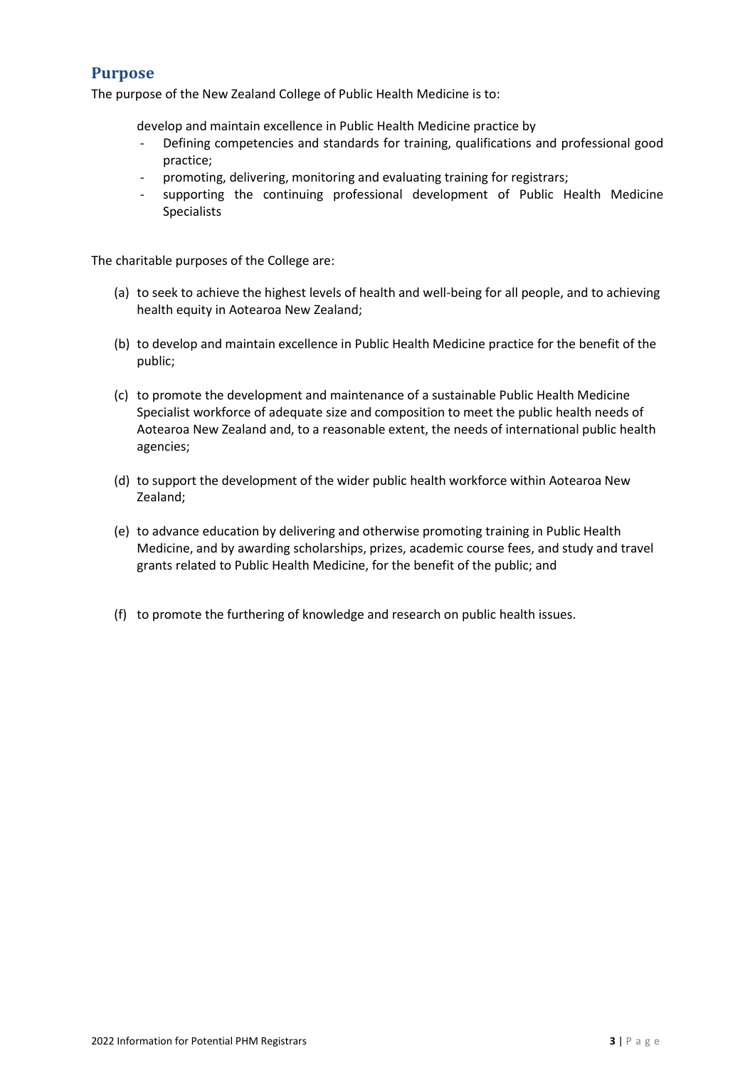## Purpose

The purpose of the New Zealand College of Public Health Medicine is to:

develop and maintain excellence in Public Health Medicine practice by

- Defining competencies and standards for training, qualifications and professional good practice;
- promoting, delivering, monitoring and evaluating training for registrars;
- supporting the continuing professional development of Public Health Medicine Specialists

The charitable purposes of the College are:

(a) to seek to achieve the highest levels of health and well-being for all people, and to achieving health equity in Aotearoa New Zealand;

(b) to develop and maintain excellence in Public Health Medicine practice for the benefit of the public;

(c) to promote the development and maintenance of a sustainable Public Health Medicine Specialist workforce of adequate size and composition to meet the public health needs of Aotearoa New Zealand and, to a reasonable extent, the needs of international public health agencies;

(d) to support the development of the wider public health workforce within Aotearoa New Zealand;

(e) to advance education by delivering and otherwise promoting training in Public Health Medicine, and by awarding scholarships, prizes, academic course fees, and study and travel grants related to Public Health Medicine, for the benefit of the public; and

(f) to promote the furthering of knowledge and research on public health issues.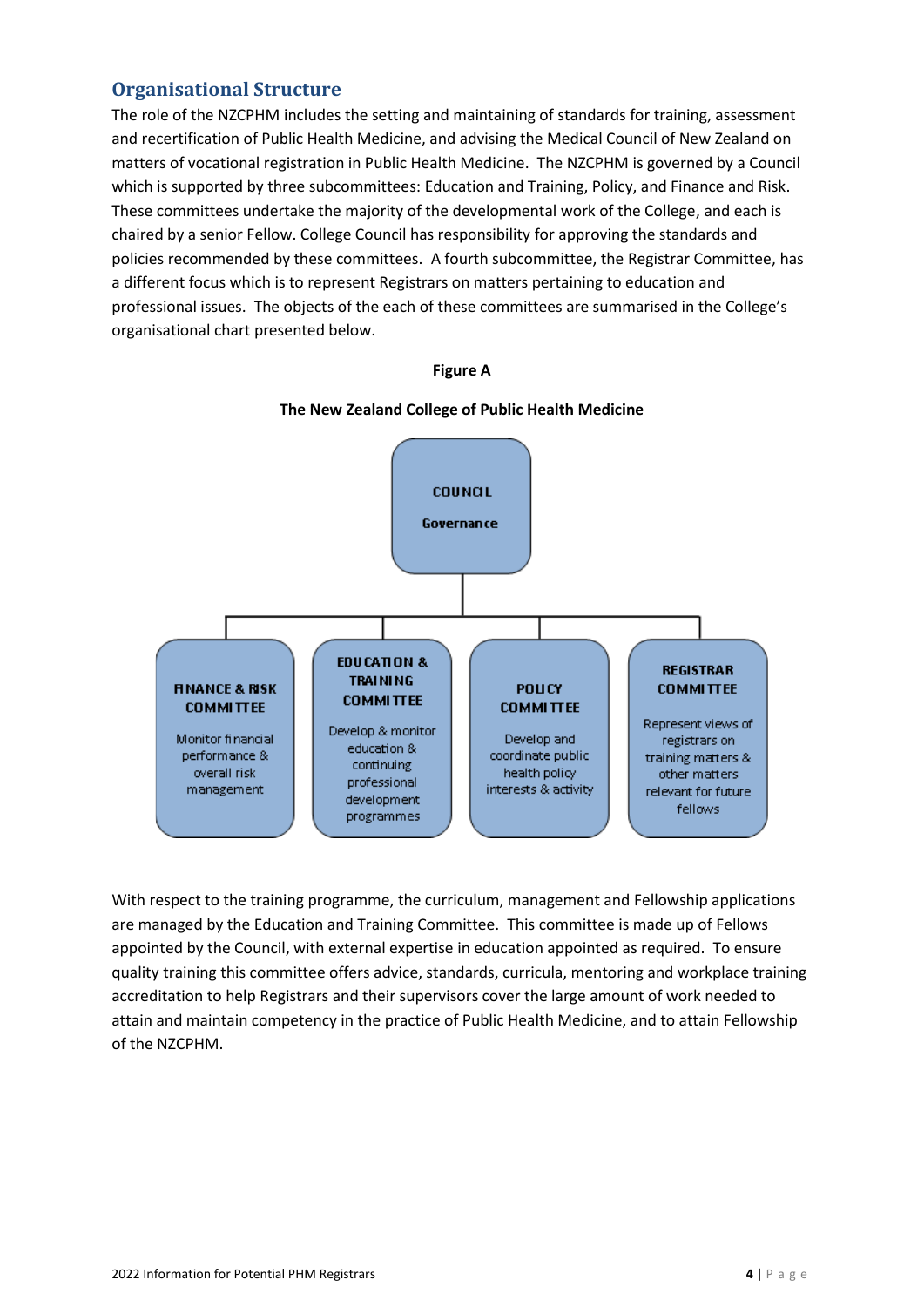## Organisational Structure

The role of the NZCPHM includes the setting and maintaining of standards for training, assessment and recertification of Public Health Medicine, and advising the Medical Council of New Zealand on matters of vocational registration in Public Health Medicine. The NZCPHM is governed by a Council which is supported by three subcommittees: Education and Training, Policy, and Finance and Risk. These committees undertake the majority of the developmental work of the College, and each is chaired by a senior Fellow. College Council has responsibility for approving the standards and policies recommended by these committees. A fourth subcommittee, the Registrar Committee, has a different focus which is to represent Registrars on matters pertaining to education and professional issues. The objects of the each of these committees are summarised in the College's organisational chart presented below.

**Figure A**

**The New Zealand College of Public Health Medicine**

**COUNCIL**
**Governance**

- **FINANCE & RISK COMMITTEE** – Monitor financial performance & overall risk management
- **EDUCATION & TRAINING COMMITTEE** – Develop & monitor education & continuing professional development programmes
- **POLICY COMMITTEE** – Develop and coordinate public health policy interests & activity
- **REGISTRAR COMMITTEE** – Represent views of registrars on training matters & other matters relevant for future fellows

With respect to the training programme, the curriculum, management and Fellowship applications are managed by the Education and Training Committee. This committee is made up of Fellows appointed by the Council, with external expertise in education appointed as required. To ensure quality training this committee offers advice, standards, curricula, mentoring and workplace training accreditation to help Registrars and their supervisors cover the large amount of work needed to attain and maintain competency in the practice of Public Health Medicine, and to attain Fellowship of the NZCPHM.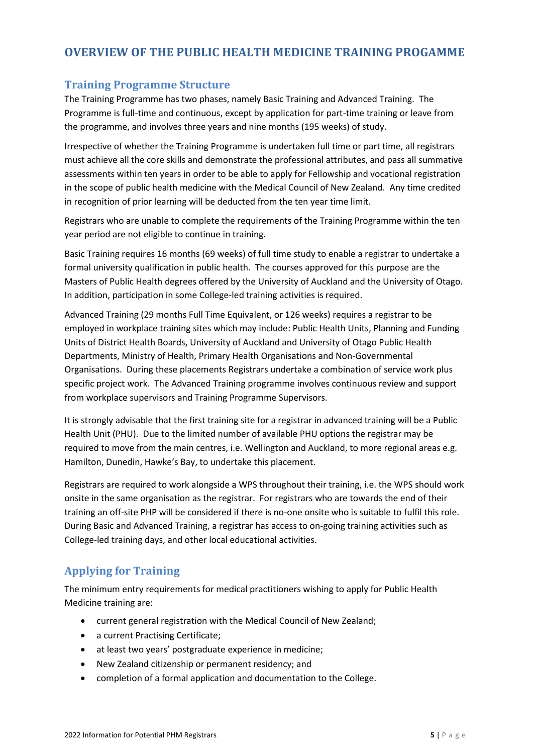# OVERVIEW OF THE PUBLIC HEALTH MEDICINE TRAINING PROGAMME

## Training Programme Structure

The Training Programme has two phases, namely Basic Training and Advanced Training. The Programme is full-time and continuous, except by application for part-time training or leave from the programme, and involves three years and nine months (195 weeks) of study.

Irrespective of whether the Training Programme is undertaken full time or part time, all registrars must achieve all the core skills and demonstrate the professional attributes, and pass all summative assessments within ten years in order to be able to apply for Fellowship and vocational registration in the scope of public health medicine with the Medical Council of New Zealand. Any time credited in recognition of prior learning will be deducted from the ten year time limit.

Registrars who are unable to complete the requirements of the Training Programme within the ten year period are not eligible to continue in training.

Basic Training requires 16 months (69 weeks) of full time study to enable a registrar to undertake a formal university qualification in public health. The courses approved for this purpose are the Masters of Public Health degrees offered by the University of Auckland and the University of Otago. In addition, participation in some College-led training activities is required.

Advanced Training (29 months Full Time Equivalent, or 126 weeks) requires a registrar to be employed in workplace training sites which may include: Public Health Units, Planning and Funding Units of District Health Boards, University of Auckland and University of Otago Public Health Departments, Ministry of Health, Primary Health Organisations and Non-Governmental Organisations. During these placements Registrars undertake a combination of service work plus specific project work. The Advanced Training programme involves continuous review and support from workplace supervisors and Training Programme Supervisors.

It is strongly advisable that the first training site for a registrar in advanced training will be a Public Health Unit (PHU). Due to the limited number of available PHU options the registrar may be required to move from the main centres, i.e. Wellington and Auckland, to more regional areas e.g. Hamilton, Dunedin, Hawke's Bay, to undertake this placement.

Registrars are required to work alongside a WPS throughout their training, i.e. the WPS should work onsite in the same organisation as the registrar. For registrars who are towards the end of their training an off-site PHP will be considered if there is no-one onsite who is suitable to fulfil this role. During Basic and Advanced Training, a registrar has access to on-going training activities such as College-led training days, and other local educational activities.

## Applying for Training

The minimum entry requirements for medical practitioners wishing to apply for Public Health Medicine training are:

- current general registration with the Medical Council of New Zealand;
- a current Practising Certificate;
- at least two years' postgraduate experience in medicine;
- New Zealand citizenship or permanent residency; and
- completion of a formal application and documentation to the College.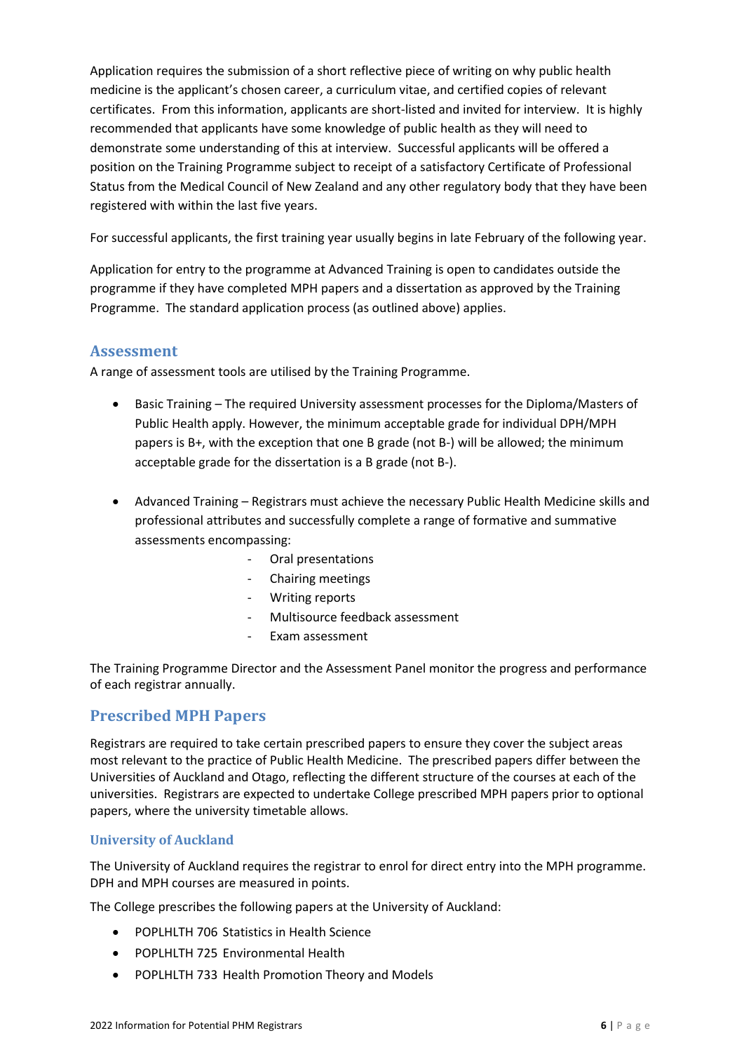Application requires the submission of a short reflective piece of writing on why public health medicine is the applicant's chosen career, a curriculum vitae, and certified copies of relevant certificates. From this information, applicants are short-listed and invited for interview. It is highly recommended that applicants have some knowledge of public health as they will need to demonstrate some understanding of this at interview. Successful applicants will be offered a position on the Training Programme subject to receipt of a satisfactory Certificate of Professional Status from the Medical Council of New Zealand and any other regulatory body that they have been registered with within the last five years.

For successful applicants, the first training year usually begins in late February of the following year.

Application for entry to the programme at Advanced Training is open to candidates outside the programme if they have completed MPH papers and a dissertation as approved by the Training Programme. The standard application process (as outlined above) applies.

## Assessment

A range of assessment tools are utilised by the Training Programme.

- Basic Training – The required University assessment processes for the Diploma/Masters of Public Health apply. However, the minimum acceptable grade for individual DPH/MPH papers is B+, with the exception that one B grade (not B-) will be allowed; the minimum acceptable grade for the dissertation is a B grade (not B-).

- Advanced Training – Registrars must achieve the necessary Public Health Medicine skills and professional attributes and successfully complete a range of formative and summative assessments encompassing:
    - Oral presentations
    - Chairing meetings
    - Writing reports
    - Multisource feedback assessment
    - Exam assessment

The Training Programme Director and the Assessment Panel monitor the progress and performance of each registrar annually.

## Prescribed MPH Papers

Registrars are required to take certain prescribed papers to ensure they cover the subject areas most relevant to the practice of Public Health Medicine. The prescribed papers differ between the Universities of Auckland and Otago, reflecting the different structure of the courses at each of the universities. Registrars are expected to undertake College prescribed MPH papers prior to optional papers, where the university timetable allows.

### University of Auckland

The University of Auckland requires the registrar to enrol for direct entry into the MPH programme. DPH and MPH courses are measured in points.

The College prescribes the following papers at the University of Auckland:

- POPLHLTH 706 Statistics in Health Science
- POPLHLTH 725 Environmental Health
- POPLHLTH 733 Health Promotion Theory and Models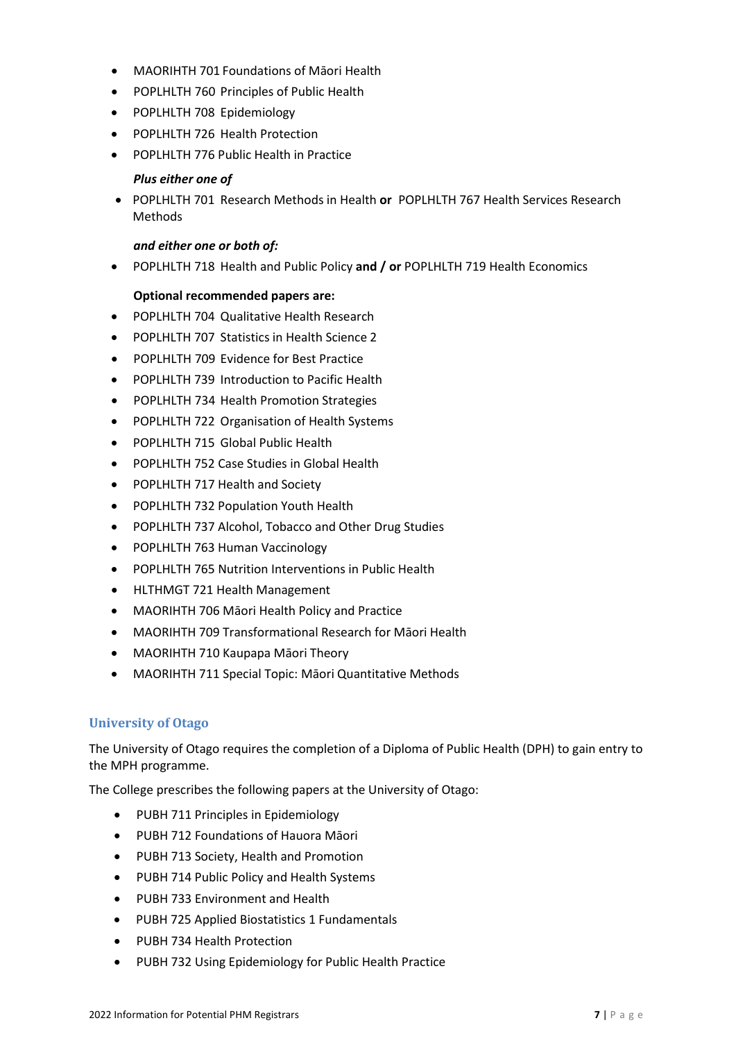- MAORIHTH 701 Foundations of Māori Health
- POPLHLTH 760 Principles of Public Health
- POPLHLTH 708 Epidemiology
- POPLHLTH 726 Health Protection
- POPLHLTH 776 Public Health in Practice

***Plus either one of***

- POPLHLTH 701 Research Methods in Health **or** POPLHLTH 767 Health Services Research Methods

***and either one or both of:***

- POPLHLTH 718 Health and Public Policy **and / or** POPLHLTH 719 Health Economics

**Optional recommended papers are:**

- POPLHLTH 704 Qualitative Health Research
- POPLHLTH 707 Statistics in Health Science 2
- POPLHLTH 709 Evidence for Best Practice
- POPLHLTH 739 Introduction to Pacific Health
- POPLHLTH 734 Health Promotion Strategies
- POPLHLTH 722 Organisation of Health Systems
- POPLHLTH 715 Global Public Health
- POPLHLTH 752 Case Studies in Global Health
- POPLHLTH 717 Health and Society
- POPLHLTH 732 Population Youth Health
- POPLHLTH 737 Alcohol, Tobacco and Other Drug Studies
- POPLHLTH 763 Human Vaccinology
- POPLHLTH 765 Nutrition Interventions in Public Health
- HLTHMGT 721 Health Management
- MAORIHTH 706 Māori Health Policy and Practice
- MAORIHTH 709 Transformational Research for Māori Health
- MAORIHTH 710 Kaupapa Māori Theory
- MAORIHTH 711 Special Topic: Māori Quantitative Methods

## University of Otago

The University of Otago requires the completion of a Diploma of Public Health (DPH) to gain entry to the MPH programme.

The College prescribes the following papers at the University of Otago:

- PUBH 711 Principles in Epidemiology
- PUBH 712 Foundations of Hauora Māori
- PUBH 713 Society, Health and Promotion
- PUBH 714 Public Policy and Health Systems
- PUBH 733 Environment and Health
- PUBH 725 Applied Biostatistics 1 Fundamentals
- PUBH 734 Health Protection
- PUBH 732 Using Epidemiology for Public Health Practice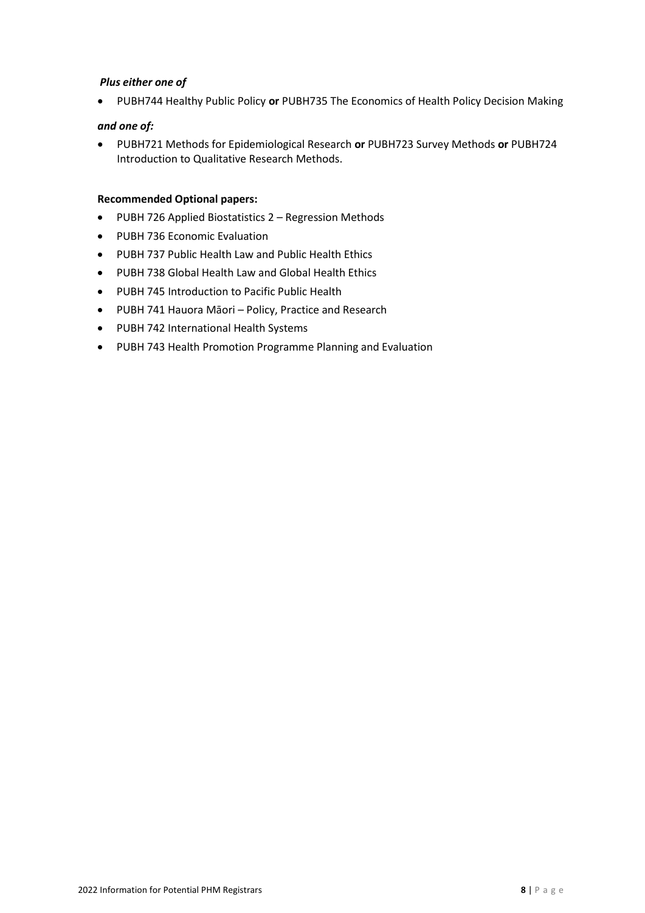***Plus either one of***

- PUBH744 Healthy Public Policy **or** PUBH735 The Economics of Health Policy Decision Making

***and one of:***

- PUBH721 Methods for Epidemiological Research **or** PUBH723 Survey Methods **or** PUBH724 Introduction to Qualitative Research Methods.

**Recommended Optional papers:**

- PUBH 726 Applied Biostatistics 2 – Regression Methods
- PUBH 736 Economic Evaluation
- PUBH 737 Public Health Law and Public Health Ethics
- PUBH 738 Global Health Law and Global Health Ethics
- PUBH 745 Introduction to Pacific Public Health
- PUBH 741 Hauora Māori – Policy, Practice and Research
- PUBH 742 International Health Systems
- PUBH 743 Health Promotion Programme Planning and Evaluation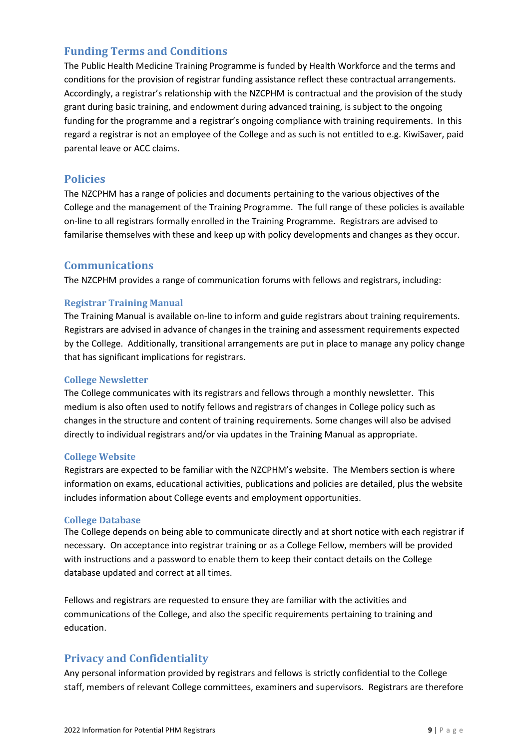## Funding Terms and Conditions

The Public Health Medicine Training Programme is funded by Health Workforce and the terms and conditions for the provision of registrar funding assistance reflect these contractual arrangements. Accordingly, a registrar's relationship with the NZCPHM is contractual and the provision of the study grant during basic training, and endowment during advanced training, is subject to the ongoing funding for the programme and a registrar's ongoing compliance with training requirements. In this regard a registrar is not an employee of the College and as such is not entitled to e.g. KiwiSaver, paid parental leave or ACC claims.

## Policies

The NZCPHM has a range of policies and documents pertaining to the various objectives of the College and the management of the Training Programme. The full range of these policies is available on-line to all registrars formally enrolled in the Training Programme. Registrars are advised to familarise themselves with these and keep up with policy developments and changes as they occur.

## Communications

The NZCPHM provides a range of communication forums with fellows and registrars, including:

### Registrar Training Manual

The Training Manual is available on-line to inform and guide registrars about training requirements. Registrars are advised in advance of changes in the training and assessment requirements expected by the College. Additionally, transitional arrangements are put in place to manage any policy change that has significant implications for registrars.

### College Newsletter

The College communicates with its registrars and fellows through a monthly newsletter. This medium is also often used to notify fellows and registrars of changes in College policy such as changes in the structure and content of training requirements. Some changes will also be advised directly to individual registrars and/or via updates in the Training Manual as appropriate.

### College Website

Registrars are expected to be familiar with the NZCPHM's website. The Members section is where information on exams, educational activities, publications and policies are detailed, plus the website includes information about College events and employment opportunities.

### College Database

The College depends on being able to communicate directly and at short notice with each registrar if necessary. On acceptance into registrar training or as a College Fellow, members will be provided with instructions and a password to enable them to keep their contact details on the College database updated and correct at all times.

Fellows and registrars are requested to ensure they are familiar with the activities and communications of the College, and also the specific requirements pertaining to training and education.

## Privacy and Confidentiality

Any personal information provided by registrars and fellows is strictly confidential to the College staff, members of relevant College committees, examiners and supervisors. Registrars are therefore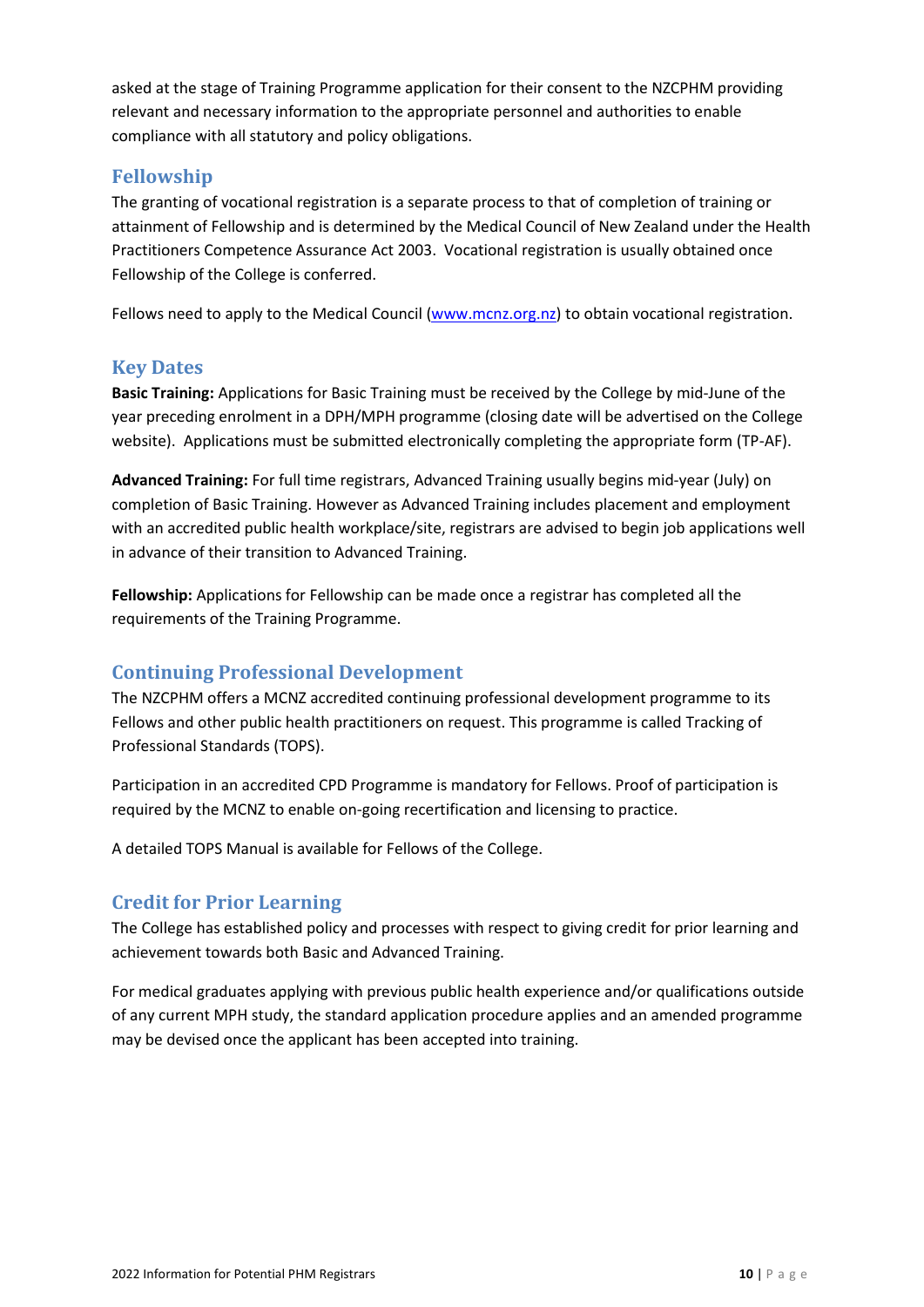asked at the stage of Training Programme application for their consent to the NZCPHM providing relevant and necessary information to the appropriate personnel and authorities to enable compliance with all statutory and policy obligations.

## Fellowship

The granting of vocational registration is a separate process to that of completion of training or attainment of Fellowship and is determined by the Medical Council of New Zealand under the Health Practitioners Competence Assurance Act 2003. Vocational registration is usually obtained once Fellowship of the College is conferred.

Fellows need to apply to the Medical Council (www.mcnz.org.nz) to obtain vocational registration.

## Key Dates

**Basic Training:** Applications for Basic Training must be received by the College by mid-June of the year preceding enrolment in a DPH/MPH programme (closing date will be advertised on the College website). Applications must be submitted electronically completing the appropriate form (TP-AF).

**Advanced Training:** For full time registrars, Advanced Training usually begins mid-year (July) on completion of Basic Training. However as Advanced Training includes placement and employment with an accredited public health workplace/site, registrars are advised to begin job applications well in advance of their transition to Advanced Training.

**Fellowship:** Applications for Fellowship can be made once a registrar has completed all the requirements of the Training Programme.

## Continuing Professional Development

The NZCPHM offers a MCNZ accredited continuing professional development programme to its Fellows and other public health practitioners on request. This programme is called Tracking of Professional Standards (TOPS).

Participation in an accredited CPD Programme is mandatory for Fellows. Proof of participation is required by the MCNZ to enable on-going recertification and licensing to practice.

A detailed TOPS Manual is available for Fellows of the College.

## Credit for Prior Learning

The College has established policy and processes with respect to giving credit for prior learning and achievement towards both Basic and Advanced Training.

For medical graduates applying with previous public health experience and/or qualifications outside of any current MPH study, the standard application procedure applies and an amended programme may be devised once the applicant has been accepted into training.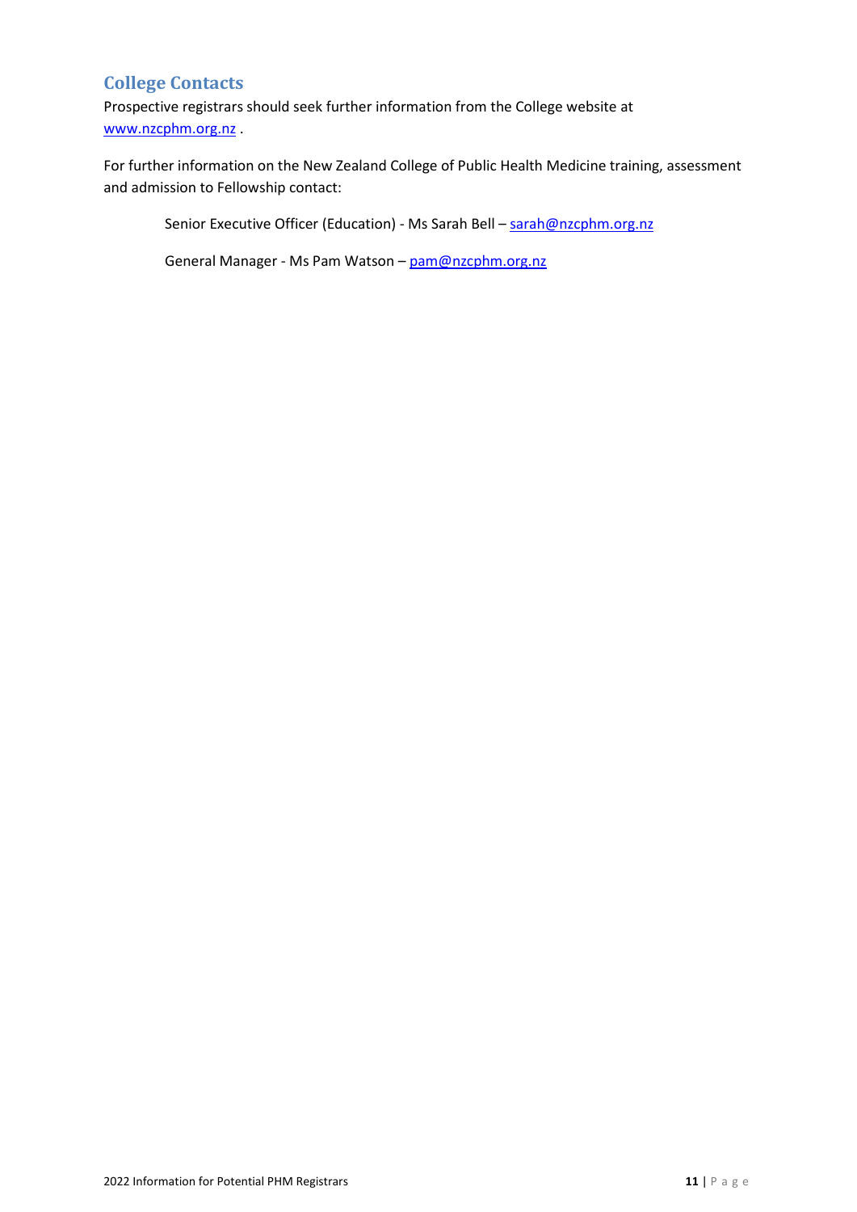## College Contacts

Prospective registrars should seek further information from the College website at www.nzcphm.org.nz .

For further information on the New Zealand College of Public Health Medicine training, assessment and admission to Fellowship contact:

Senior Executive Officer (Education) - Ms Sarah Bell – sarah@nzcphm.org.nz

General Manager - Ms Pam Watson – pam@nzcphm.org.nz